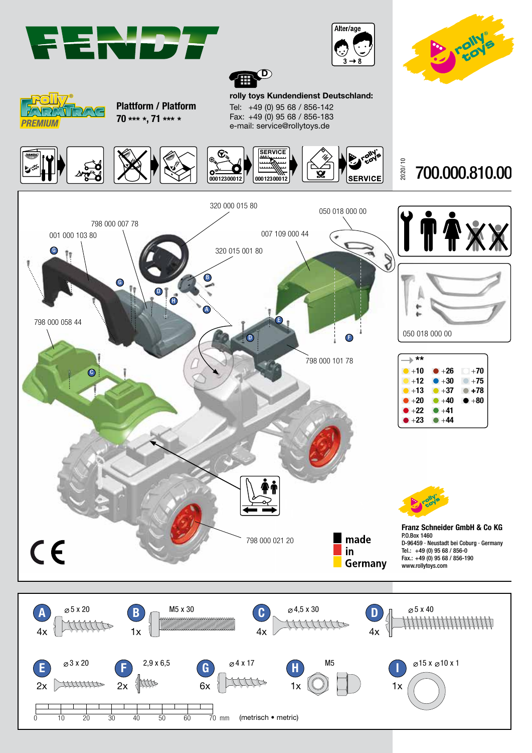FENDT

Alter/age 3 → 8

rolly toys

rolly FARMTRAC PREMIUM

**Plattform / Platform**
**70 *** *, 71 *** ***

**rolly toys Kundendienst Deutschland:**
Tel: +49 (0) 95 68 / 856-142
Fax: +49 (0) 95 68 / 856-183
e-mail: service@rollytoys.de

SERVICE 000123000012 000123000012 SERVICE

2020/10

# 700.000.810.00

320 000 015 80
050 018 000 00
798 000 007 78
001 000 103 80
007 109 000 44
320 015 001 80
798 000 058 44
798 000 101 78
798 000 021 20

050 018 000 00

**

| | | |
|---|---|---|
| +10 | +26 | +70 |
| +12 | +30 | +75 |
| +13 | +37 | +78 |
| +20 | +40 | +80 |
| +22 | +41 | |
| +23 | +44 | |

CE

made in Germany

**Franz Schneider GmbH & Co KG**
P.O.Box 1460
D-96459 · Neustadt bei Coburg · Germany
Tel.: +49 (0) 95 68 / 856-0
Fax.: +49 (0) 95 68 / 856-190
www.rollytoys.com

| | Size | Qty |
|---|---|---|
| A | ⌀5 x 20 | 4x |
| B | M5 x 30 | 1x |
| C | ⌀4,5 x 30 | 4x |
| D | ⌀5 x 40 | 4x |
| E | ⌀3 x 20 | 2x |
| F | 2,9 x 6,5 | 2x |
| G | ⌀4 x 17 | 6x |
| H | M5 | 1x |
| I | ⌀15 x ⌀10 x 1 | 1x |

0 10 20 30 40 50 60 70 mm (metrisch • metric)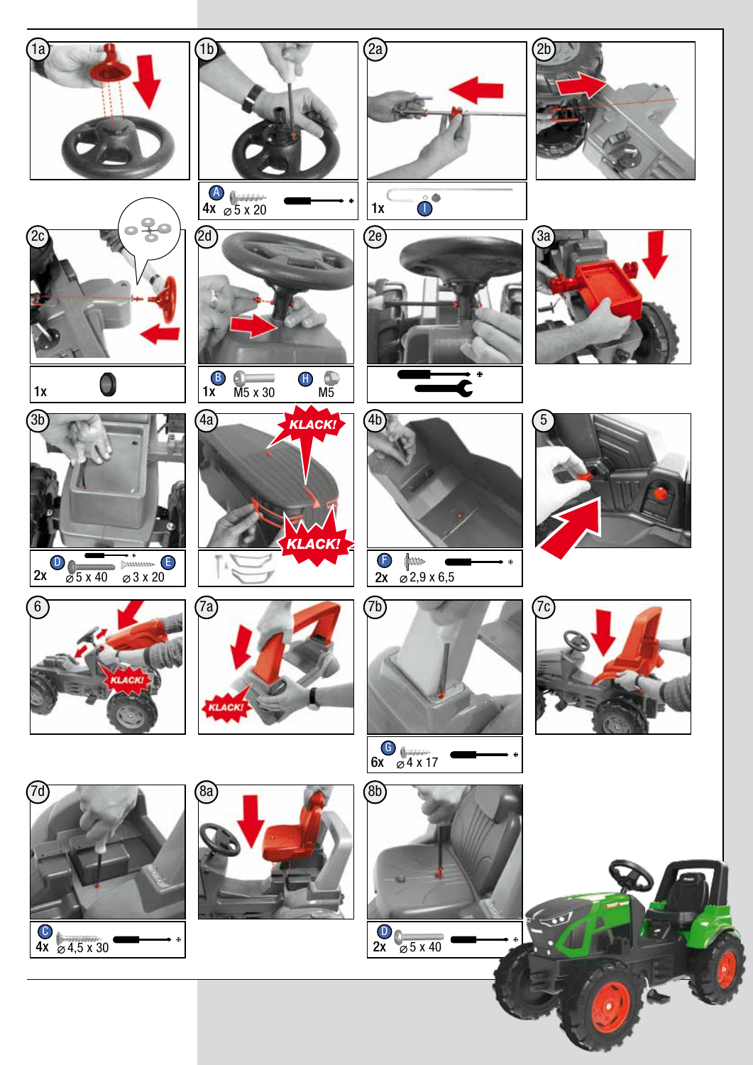1a

1b

A 4x ⌀ 5 x 20

2a

1x I

2b

2c

1x

2d

B 1x M5 x 30 H M5

2e

3a

3b

D 2x ⌀ 5 x 40 E ⌀ 3 x 20

4a

KLACK!

KLACK!

4b

F 2x ⌀ 2,9 x 6,5

5

6

KLACK!

7a

KLACK!

7b

G 6x ⌀ 4 x 17

7c

7d

C 4x ⌀ 4,5 x 30

8a

8b

D 2x ⌀ 5 x 40